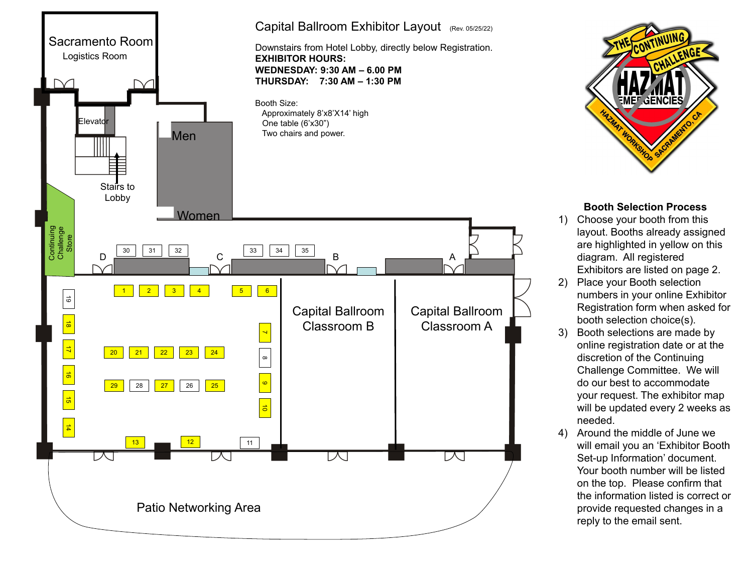# Capital Ballroom Exhibitor Layout (Rev. 05/25/22)

Downstairs from Hotel Lobby, directly below Registration.

**EXHIBITOR HOURS:**
**WEDNESDAY: 9:30 AM – 6.00 PM**
**THURSDAY: 7:30 AM – 1:30 PM**

Booth Size:
- Approximately 8'x8'X14' high
- One table (6'x30")
- Two chairs and power.

THE CONTINUING CHALLENGE
HAZMAT EMERGENCIES
HAZMAT WORKSHOP SACRAMENTO, CA

Sacramento Room
Logistics Room

Elevator

Stairs to Lobby

Men

Women

Continuing Challenge Store

D C B A

30 31 32 33 34 35

1 2 3 4 5 6

19 18 17 16 15 14

20 21 22 23 24

29 28 27 26 25

7 8 9 10

13 12 11

Capital Ballroom Classroom B

Capital Ballroom Classroom A

Patio Networking Area

## Booth Selection Process

1) Choose your booth from this layout. Booths already assigned are highlighted in yellow on this diagram. All registered Exhibitors are listed on page 2.
2) Place your Booth selection numbers in your online Exhibitor Registration form when asked for booth selection choice(s).
3) Booth selections are made by online registration date or at the discretion of the Continuing Challenge Committee. We will do our best to accommodate your request. The exhibitor map will be updated every 2 weeks as needed.
4) Around the middle of June we will email you an 'Exhibitor Booth Set-up Information' document. Your booth number will be listed on the top. Please confirm that the information listed is correct or provide requested changes in a reply to the email sent.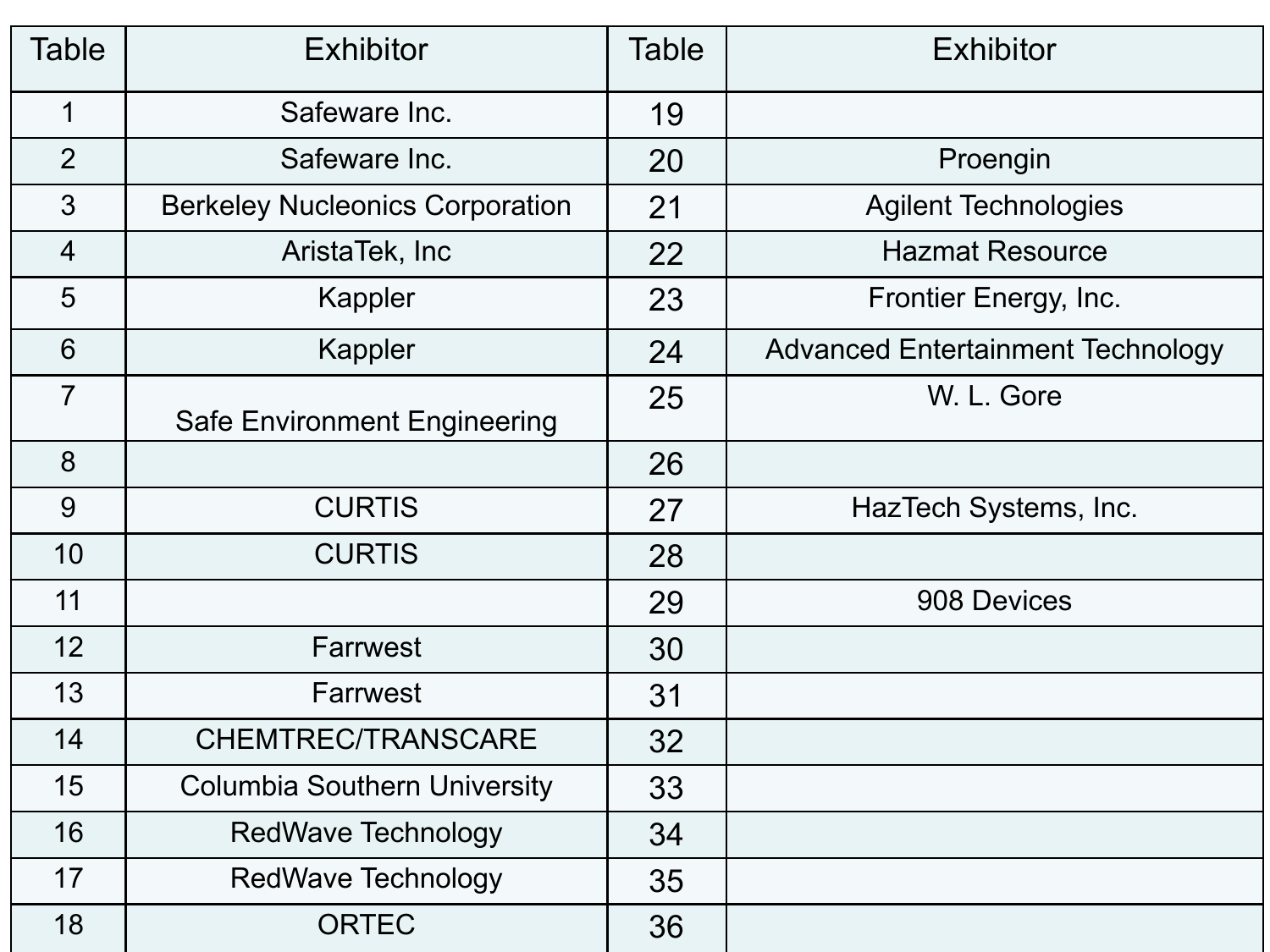| Table | Exhibitor | Table | Exhibitor |
|---|---|---|---|
| 1 | Safeware Inc. | 19 | |
| 2 | Safeware Inc. | 20 | Proengin |
| 3 | Berkeley Nucleonics Corporation | 21 | Agilent Technologies |
| 4 | AristaTek, Inc | 22 | Hazmat Resource |
| 5 | Kappler | 23 | Frontier Energy, Inc. |
| 6 | Kappler | 24 | Advanced Entertainment Technology |
| 7 | Safe Environment Engineering | 25 | W. L. Gore |
| 8 | | 26 | |
| 9 | CURTIS | 27 | HazTech Systems, Inc. |
| 10 | CURTIS | 28 | |
| 11 | | 29 | 908 Devices |
| 12 | Farrwest | 30 | |
| 13 | Farrwest | 31 | |
| 14 | CHEMTREC/TRANSCARE | 32 | |
| 15 | Columbia Southern University | 33 | |
| 16 | RedWave Technology | 34 | |
| 17 | RedWave Technology | 35 | |
| 18 | ORTEC | 36 | |